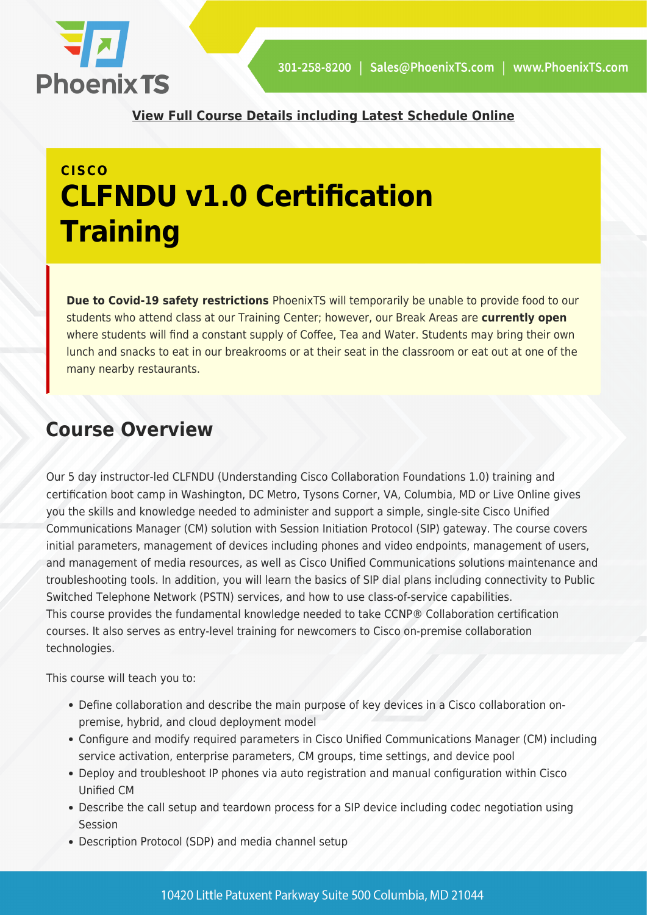**View Full Course Details including Latest Schedule Online**

CISCO

# CLFNDU v1.0 Certification Training

**Due to Covid-19 safety restrictions** PhoenixTS will temporarily be unable to provide food to our students who attend class at our Training Center; however, our Break Areas are **currently open** where students will find a constant supply of Coffee, Tea and Water. Students may bring their own lunch and snacks to eat in our breakrooms or at their seat in the classroom or eat out at one of the many nearby restaurants.

## Course Overview

Our 5 day instructor-led CLFNDU (Understanding Cisco Collaboration Foundations 1.0) training and certification boot camp in Washington, DC Metro, Tysons Corner, VA, Columbia, MD or Live Online gives you the skills and knowledge needed to administer and support a simple, single-site Cisco Unified Communications Manager (CM) solution with Session Initiation Protocol (SIP) gateway. The course covers initial parameters, management of devices including phones and video endpoints, management of users, and management of media resources, as well as Cisco Unified Communications solutions maintenance and troubleshooting tools. In addition, you will learn the basics of SIP dial plans including connectivity to Public Switched Telephone Network (PSTN) services, and how to use class-of-service capabilities.
This course provides the fundamental knowledge needed to take CCNP® Collaboration certification courses. It also serves as entry-level training for newcomers to Cisco on-premise collaboration technologies.

This course will teach you to:

- Define collaboration and describe the main purpose of key devices in a Cisco collaboration on-premise, hybrid, and cloud deployment model
- Configure and modify required parameters in Cisco Unified Communications Manager (CM) including service activation, enterprise parameters, CM groups, time settings, and device pool
- Deploy and troubleshoot IP phones via auto registration and manual configuration within Cisco Unified CM
- Describe the call setup and teardown process for a SIP device including codec negotiation using Session
- Description Protocol (SDP) and media channel setup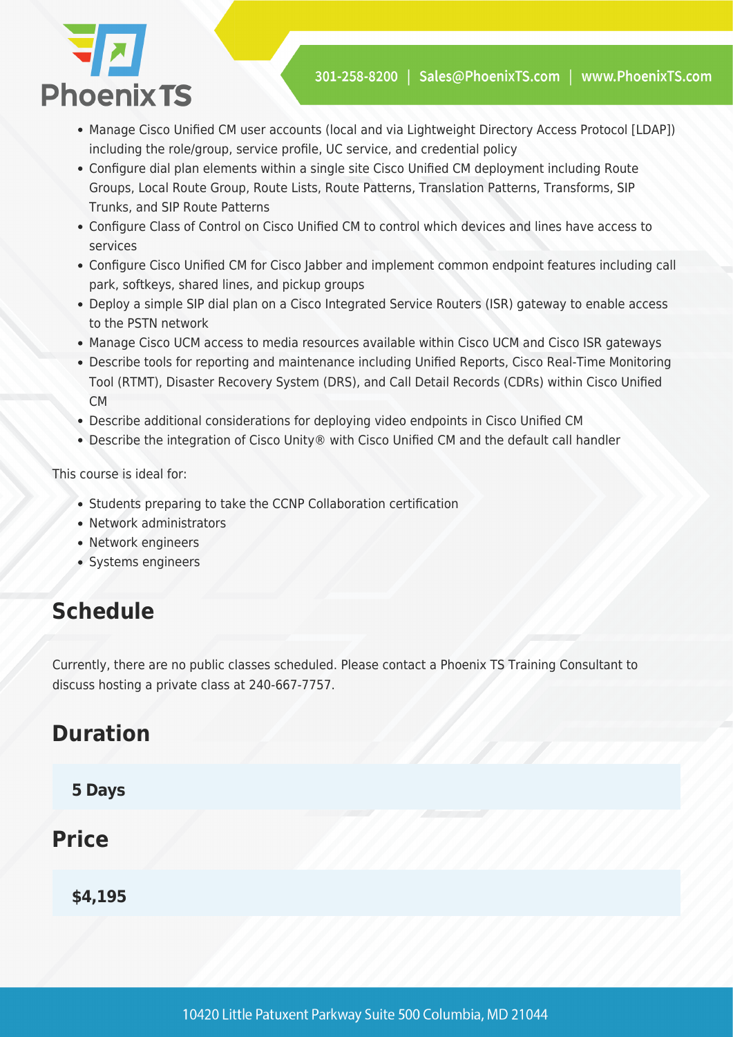- Manage Cisco Unified CM user accounts (local and via Lightweight Directory Access Protocol [LDAP]) including the role/group, service profile, UC service, and credential policy
- Configure dial plan elements within a single site Cisco Unified CM deployment including Route Groups, Local Route Group, Route Lists, Route Patterns, Translation Patterns, Transforms, SIP Trunks, and SIP Route Patterns
- Configure Class of Control on Cisco Unified CM to control which devices and lines have access to services
- Configure Cisco Unified CM for Cisco Jabber and implement common endpoint features including call park, softkeys, shared lines, and pickup groups
- Deploy a simple SIP dial plan on a Cisco Integrated Service Routers (ISR) gateway to enable access to the PSTN network
- Manage Cisco UCM access to media resources available within Cisco UCM and Cisco ISR gateways
- Describe tools for reporting and maintenance including Unified Reports, Cisco Real-Time Monitoring Tool (RTMT), Disaster Recovery System (DRS), and Call Detail Records (CDRs) within Cisco Unified CM
- Describe additional considerations for deploying video endpoints in Cisco Unified CM
- Describe the integration of Cisco Unity® with Cisco Unified CM and the default call handler

This course is ideal for:

- Students preparing to take the CCNP Collaboration certification
- Network administrators
- Network engineers
- Systems engineers

## Schedule

Currently, there are no public classes scheduled. Please contact a Phoenix TS Training Consultant to discuss hosting a private class at 240-667-7757.

## Duration

**5 Days**

## Price

**$4,195**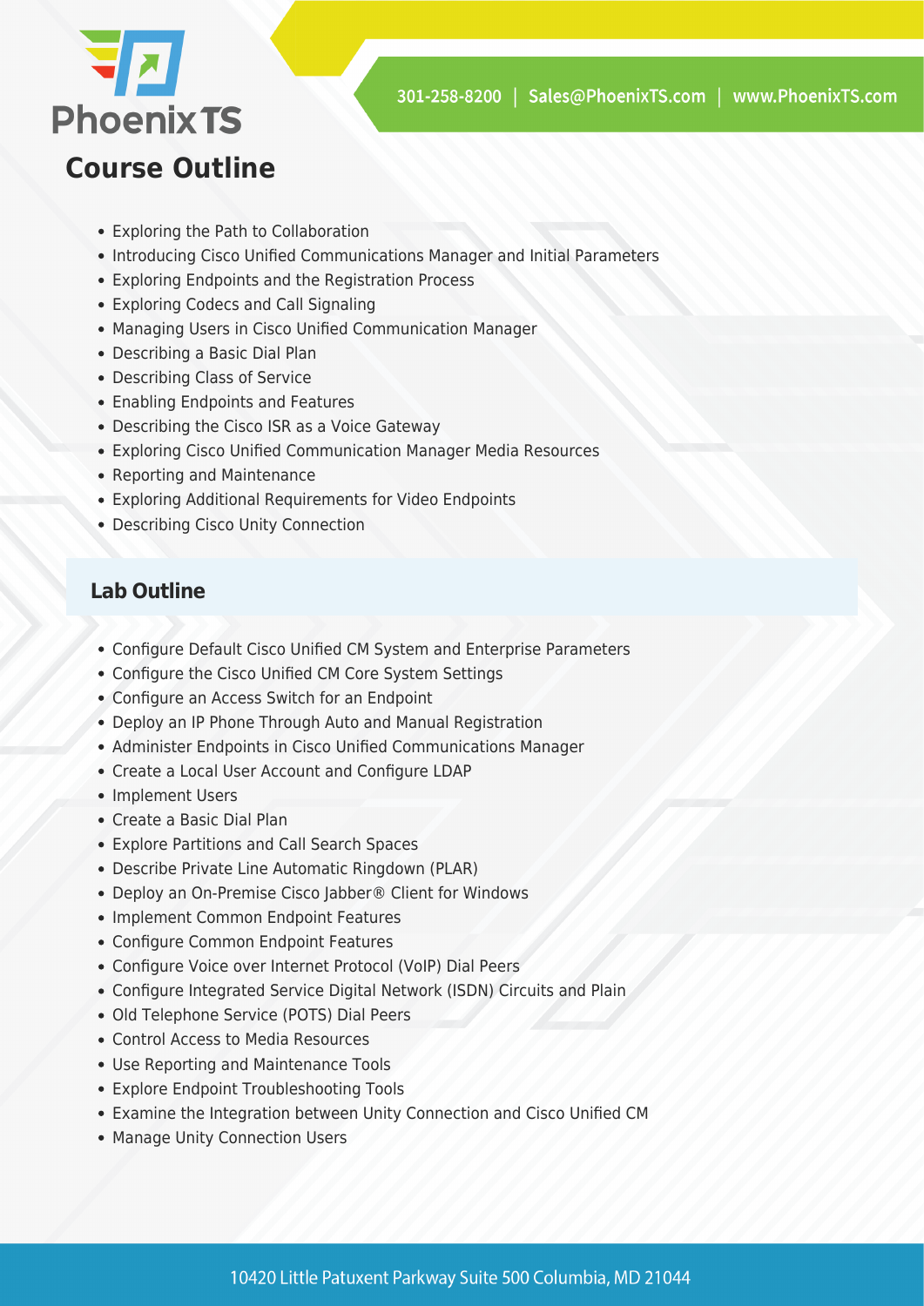## Course Outline

- Exploring the Path to Collaboration
- Introducing Cisco Unified Communications Manager and Initial Parameters
- Exploring Endpoints and the Registration Process
- Exploring Codecs and Call Signaling
- Managing Users in Cisco Unified Communication Manager
- Describing a Basic Dial Plan
- Describing Class of Service
- Enabling Endpoints and Features
- Describing the Cisco ISR as a Voice Gateway
- Exploring Cisco Unified Communication Manager Media Resources
- Reporting and Maintenance
- Exploring Additional Requirements for Video Endpoints
- Describing Cisco Unity Connection

### Lab Outline

- Configure Default Cisco Unified CM System and Enterprise Parameters
- Configure the Cisco Unified CM Core System Settings
- Configure an Access Switch for an Endpoint
- Deploy an IP Phone Through Auto and Manual Registration
- Administer Endpoints in Cisco Unified Communications Manager
- Create a Local User Account and Configure LDAP
- Implement Users
- Create a Basic Dial Plan
- Explore Partitions and Call Search Spaces
- Describe Private Line Automatic Ringdown (PLAR)
- Deploy an On-Premise Cisco Jabber® Client for Windows
- Implement Common Endpoint Features
- Configure Common Endpoint Features
- Configure Voice over Internet Protocol (VoIP) Dial Peers
- Configure Integrated Service Digital Network (ISDN) Circuits and Plain
- Old Telephone Service (POTS) Dial Peers
- Control Access to Media Resources
- Use Reporting and Maintenance Tools
- Explore Endpoint Troubleshooting Tools
- Examine the Integration between Unity Connection and Cisco Unified CM
- Manage Unity Connection Users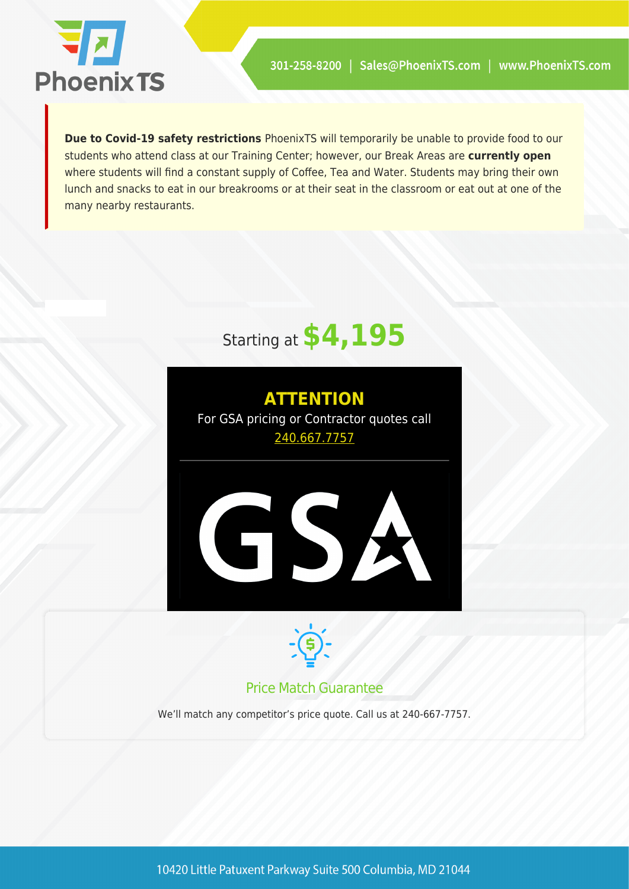**Due to Covid-19 safety restrictions** PhoenixTS will temporarily be unable to provide food to our students who attend class at our Training Center; however, our Break Areas are **currently open** where students will find a constant supply of Coffee, Tea and Water. Students may bring their own lunch and snacks to eat in our breakrooms or at their seat in the classroom or eat out at one of the many nearby restaurants.

Starting at **$4,195**

**ATTENTION**

For GSA pricing or Contractor quotes call 240.667.7757

GSA

Price Match Guarantee

We'll match any competitor's price quote. Call us at 240-667-7757.